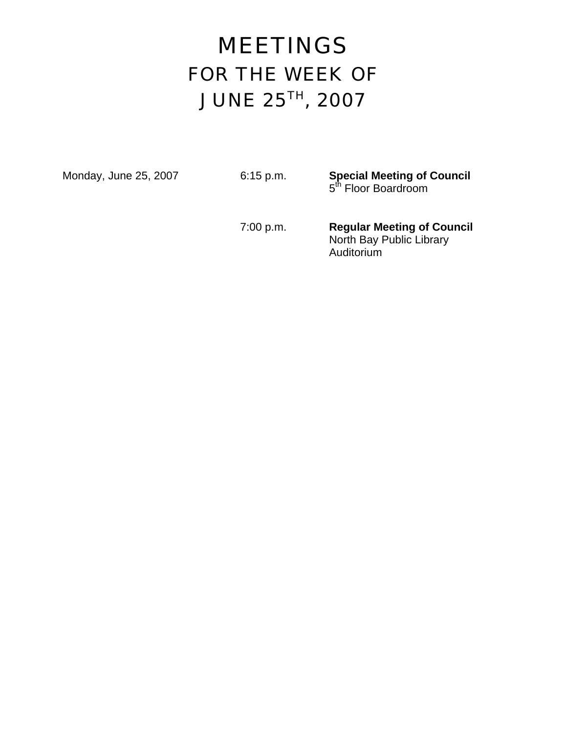# MEETINGS
## FOR THE WEEK OF
## JUNE 25TH, 2007

| | | |
|---|---|---|
| Monday, June 25, 2007 | 6:15 p.m. | **Special Meeting of Council**<br>5th Floor Boardroom |
| | 7:00 p.m. | **Regular Meeting of Council**<br>North Bay Public Library Auditorium |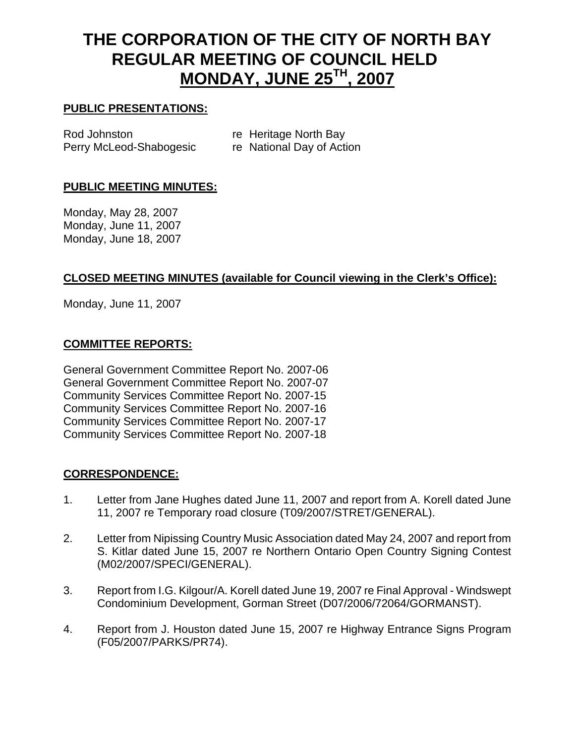# THE CORPORATION OF THE CITY OF NORTH BAY REGULAR MEETING OF COUNCIL HELD MONDAY, JUNE 25TH, 2007

**PUBLIC PRESENTATIONS:**

Rod Johnston re Heritage North Bay
Perry McLeod-Shabogesic re National Day of Action

**PUBLIC MEETING MINUTES:**

Monday, May 28, 2007
Monday, June 11, 2007
Monday, June 18, 2007

**CLOSED MEETING MINUTES (available for Council viewing in the Clerk's Office):**

Monday, June 11, 2007

**COMMITTEE REPORTS:**

General Government Committee Report No. 2007-06
General Government Committee Report No. 2007-07
Community Services Committee Report No. 2007-15
Community Services Committee Report No. 2007-16
Community Services Committee Report No. 2007-17
Community Services Committee Report No. 2007-18

**CORRESPONDENCE:**

1. Letter from Jane Hughes dated June 11, 2007 and report from A. Korell dated June 11, 2007 re Temporary road closure (T09/2007/STRET/GENERAL).

2. Letter from Nipissing Country Music Association dated May 24, 2007 and report from S. Kitlar dated June 15, 2007 re Northern Ontario Open Country Signing Contest (M02/2007/SPECI/GENERAL).

3. Report from I.G. Kilgour/A. Korell dated June 19, 2007 re Final Approval - Windswept Condominium Development, Gorman Street (D07/2006/72064/GORMANST).

4. Report from J. Houston dated June 15, 2007 re Highway Entrance Signs Program (F05/2007/PARKS/PR74).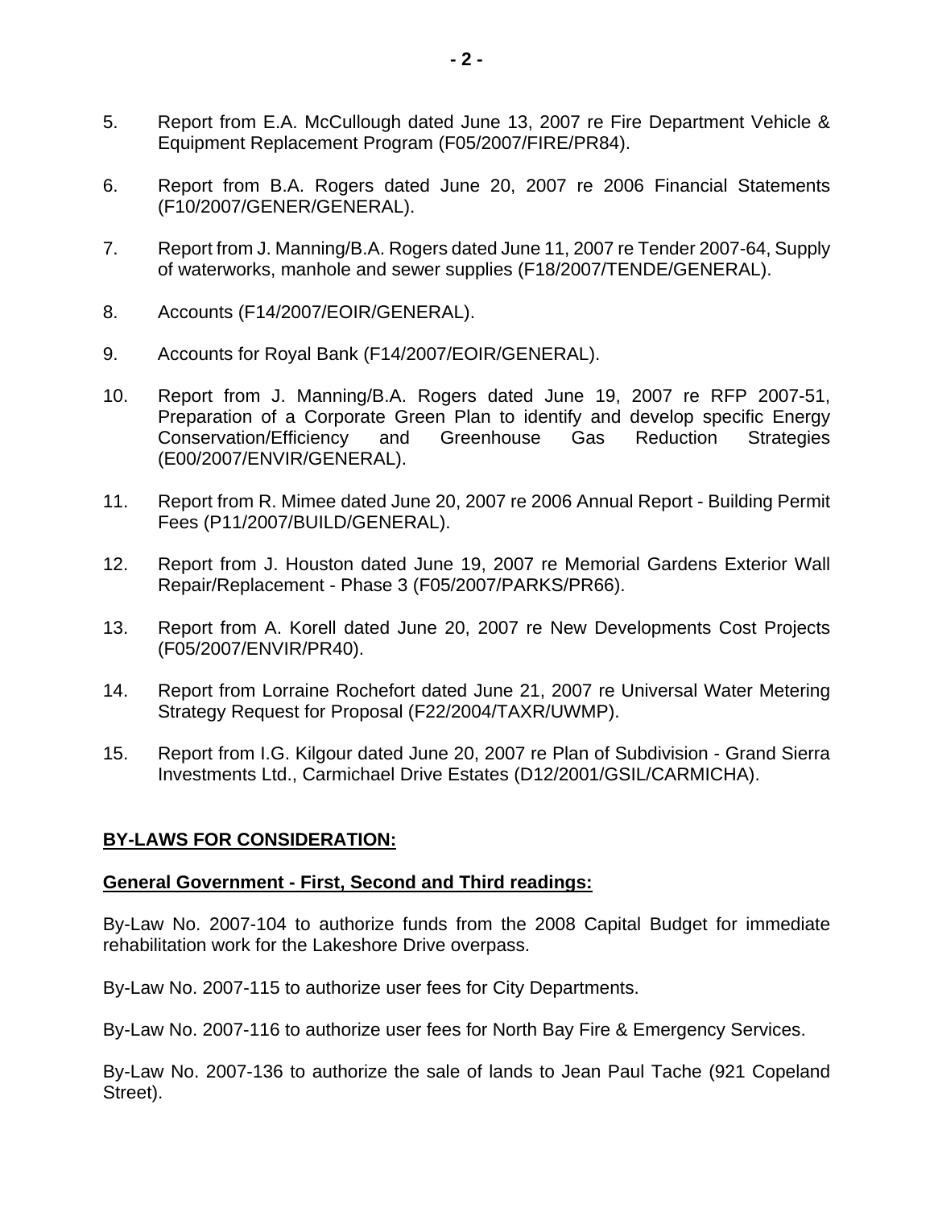5. Report from E.A. McCullough dated June 13, 2007 re Fire Department Vehicle & Equipment Replacement Program (F05/2007/FIRE/PR84).

6. Report from B.A. Rogers dated June 20, 2007 re 2006 Financial Statements (F10/2007/GENER/GENERAL).

7. Report from J. Manning/B.A. Rogers dated June 11, 2007 re Tender 2007-64, Supply of waterworks, manhole and sewer supplies (F18/2007/TENDE/GENERAL).

8. Accounts (F14/2007/EOIR/GENERAL).

9. Accounts for Royal Bank (F14/2007/EOIR/GENERAL).

10. Report from J. Manning/B.A. Rogers dated June 19, 2007 re RFP 2007-51, Preparation of a Corporate Green Plan to identify and develop specific Energy Conservation/Efficiency and Greenhouse Gas Reduction Strategies (E00/2007/ENVIR/GENERAL).

11. Report from R. Mimee dated June 20, 2007 re 2006 Annual Report - Building Permit Fees (P11/2007/BUILD/GENERAL).

12. Report from J. Houston dated June 19, 2007 re Memorial Gardens Exterior Wall Repair/Replacement - Phase 3 (F05/2007/PARKS/PR66).

13. Report from A. Korell dated June 20, 2007 re New Developments Cost Projects (F05/2007/ENVIR/PR40).

14. Report from Lorraine Rochefort dated June 21, 2007 re Universal Water Metering Strategy Request for Proposal (F22/2004/TAXR/UWMP).

15. Report from I.G. Kilgour dated June 20, 2007 re Plan of Subdivision - Grand Sierra Investments Ltd., Carmichael Drive Estates (D12/2001/GSIL/CARMICHA).

## **BY-LAWS FOR CONSIDERATION:**

### **General Government - First, Second and Third readings:**

By-Law No. 2007-104 to authorize funds from the 2008 Capital Budget for immediate rehabilitation work for the Lakeshore Drive overpass.

By-Law No. 2007-115 to authorize user fees for City Departments.

By-Law No. 2007-116 to authorize user fees for North Bay Fire & Emergency Services.

By-Law No. 2007-136 to authorize the sale of lands to Jean Paul Tache (921 Copeland Street).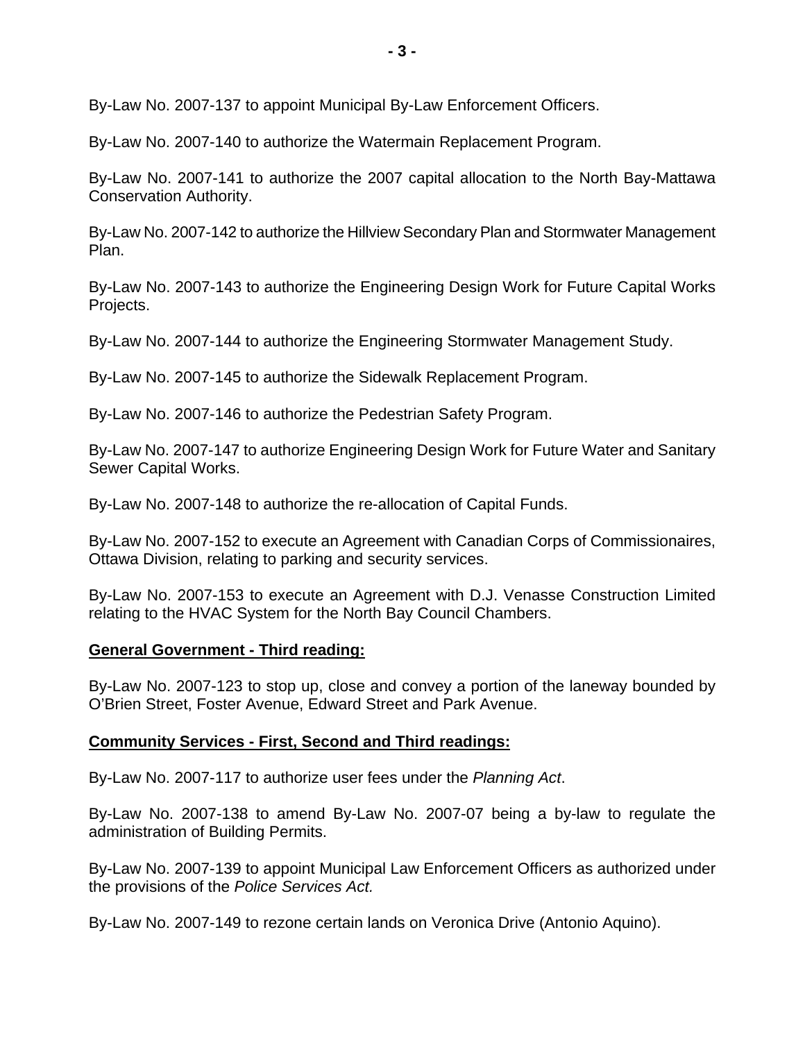By-Law No. 2007-137 to appoint Municipal By-Law Enforcement Officers.

By-Law No. 2007-140 to authorize the Watermain Replacement Program.

By-Law No. 2007-141 to authorize the 2007 capital allocation to the North Bay-Mattawa Conservation Authority.

By-Law No. 2007-142 to authorize the Hillview Secondary Plan and Stormwater Management Plan.

By-Law No. 2007-143 to authorize the Engineering Design Work for Future Capital Works Projects.

By-Law No. 2007-144 to authorize the Engineering Stormwater Management Study.

By-Law No. 2007-145 to authorize the Sidewalk Replacement Program.

By-Law No. 2007-146 to authorize the Pedestrian Safety Program.

By-Law No. 2007-147 to authorize Engineering Design Work for Future Water and Sanitary Sewer Capital Works.

By-Law No. 2007-148 to authorize the re-allocation of Capital Funds.

By-Law No. 2007-152 to execute an Agreement with Canadian Corps of Commissionaires, Ottawa Division, relating to parking and security services.

By-Law No. 2007-153 to execute an Agreement with D.J. Venasse Construction Limited relating to the HVAC System for the North Bay Council Chambers.

**General Government - Third reading:**

By-Law No. 2007-123 to stop up, close and convey a portion of the laneway bounded by O'Brien Street, Foster Avenue, Edward Street and Park Avenue.

**Community Services - First, Second and Third readings:**

By-Law No. 2007-117 to authorize user fees under the *Planning Act*.

By-Law No. 2007-138 to amend By-Law No. 2007-07 being a by-law to regulate the administration of Building Permits.

By-Law No. 2007-139 to appoint Municipal Law Enforcement Officers as authorized under the provisions of the *Police Services Act.*

By-Law No. 2007-149 to rezone certain lands on Veronica Drive (Antonio Aquino).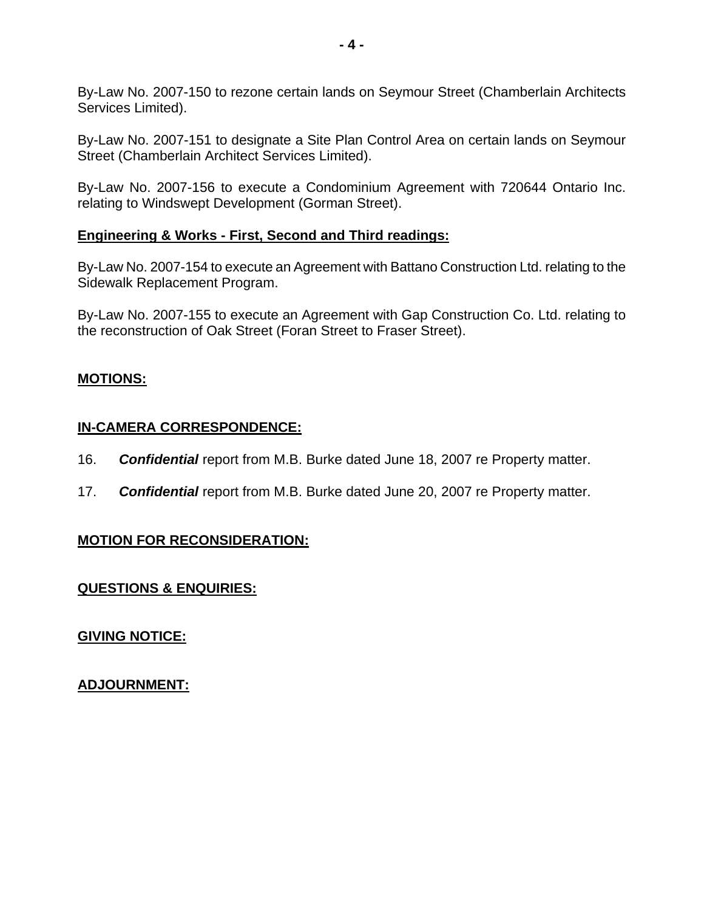By-Law No. 2007-150 to rezone certain lands on Seymour Street (Chamberlain Architects Services Limited).

By-Law No. 2007-151 to designate a Site Plan Control Area on certain lands on Seymour Street (Chamberlain Architect Services Limited).

By-Law No. 2007-156 to execute a Condominium Agreement with 720644 Ontario Inc. relating to Windswept Development (Gorman Street).

**Engineering & Works - First, Second and Third readings:**

By-Law No. 2007-154 to execute an Agreement with Battano Construction Ltd. relating to the Sidewalk Replacement Program.

By-Law No. 2007-155 to execute an Agreement with Gap Construction Co. Ltd. relating to the reconstruction of Oak Street (Foran Street to Fraser Street).

**MOTIONS:**

**IN-CAMERA CORRESPONDENCE:**

16. ***Confidential*** report from M.B. Burke dated June 18, 2007 re Property matter.

17. ***Confidential*** report from M.B. Burke dated June 20, 2007 re Property matter.

**MOTION FOR RECONSIDERATION:**

**QUESTIONS & ENQUIRIES:**

**GIVING NOTICE:**

**ADJOURNMENT:**